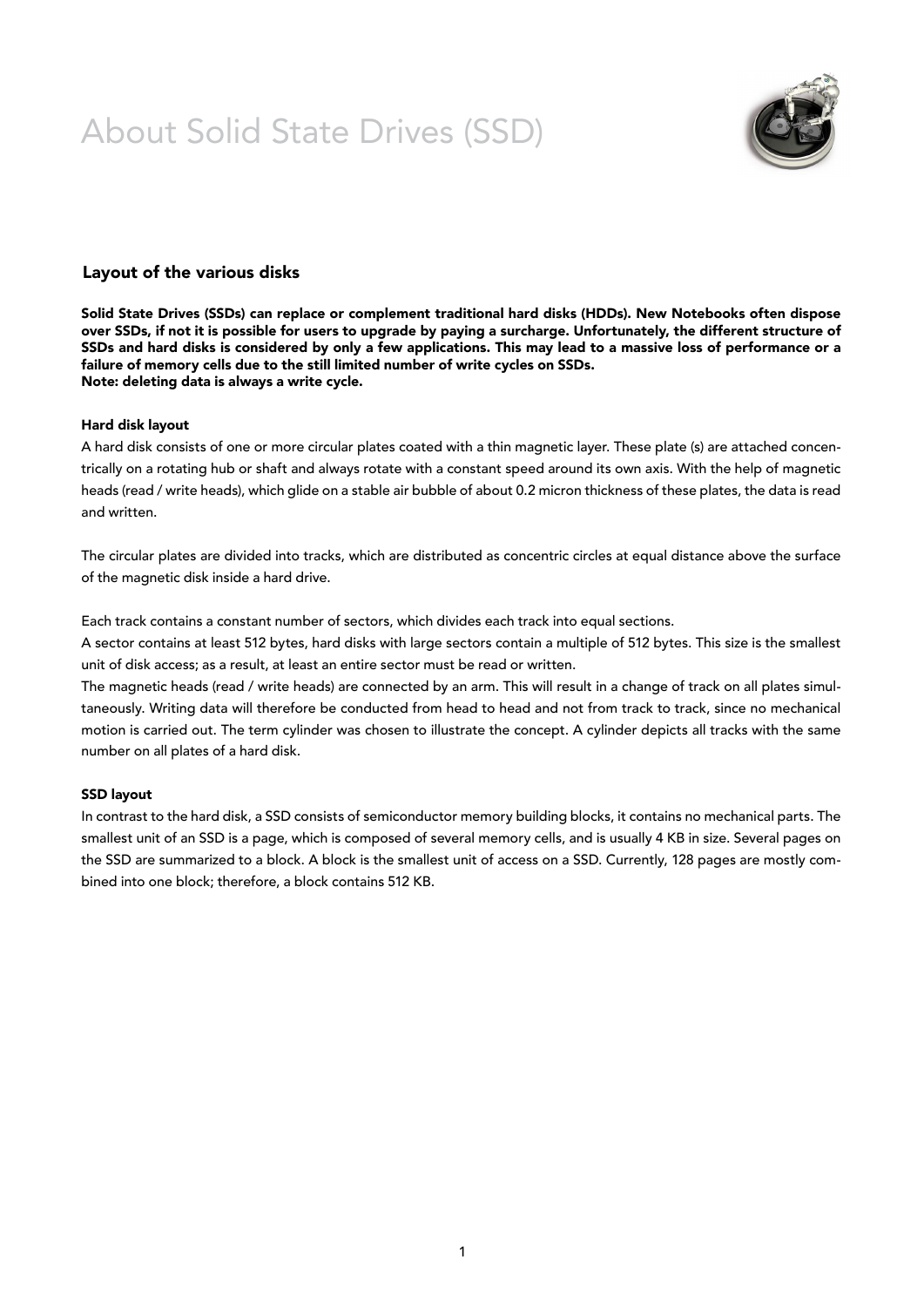# About Solid State Drives (SSD)

## Layout of the various disks

**Solid State Drives (SSDs) can replace or complement traditional hard disks (HDDs). New Notebooks often dispose over SSDs, if not it is possible for users to upgrade by paying a surcharge. Unfortunately, the different structure of SSDs and hard disks is considered by only a few applications. This may lead to a massive loss of performance or a failure of memory cells due to the still limited number of write cycles on SSDs.**
**Note: deleting data is always a write cycle.**

### Hard disk layout

A hard disk consists of one or more circular plates coated with a thin magnetic layer. These plate (s) are attached concentrically on a rotating hub or shaft and always rotate with a constant speed around its own axis. With the help of magnetic heads (read / write heads), which glide on a stable air bubble of about 0.2 micron thickness of these plates, the data is read and written.

The circular plates are divided into tracks, which are distributed as concentric circles at equal distance above the surface of the magnetic disk inside a hard drive.

Each track contains a constant number of sectors, which divides each track into equal sections.
A sector contains at least 512 bytes, hard disks with large sectors contain a multiple of 512 bytes. This size is the smallest unit of disk access; as a result, at least an entire sector must be read or written.
The magnetic heads (read / write heads) are connected by an arm. This will result in a change of track on all plates simultaneously. Writing data will therefore be conducted from head to head and not from track to track, since no mechanical motion is carried out. The term cylinder was chosen to illustrate the concept. A cylinder depicts all tracks with the same number on all plates of a hard disk.

### SSD layout

In contrast to the hard disk, a SSD consists of semiconductor memory building blocks, it contains no mechanical parts. The smallest unit of an SSD is a page, which is composed of several memory cells, and is usually 4 KB in size. Several pages on the SSD are summarized to a block. A block is the smallest unit of access on a SSD. Currently, 128 pages are mostly combined into one block; therefore, a block contains 512 KB.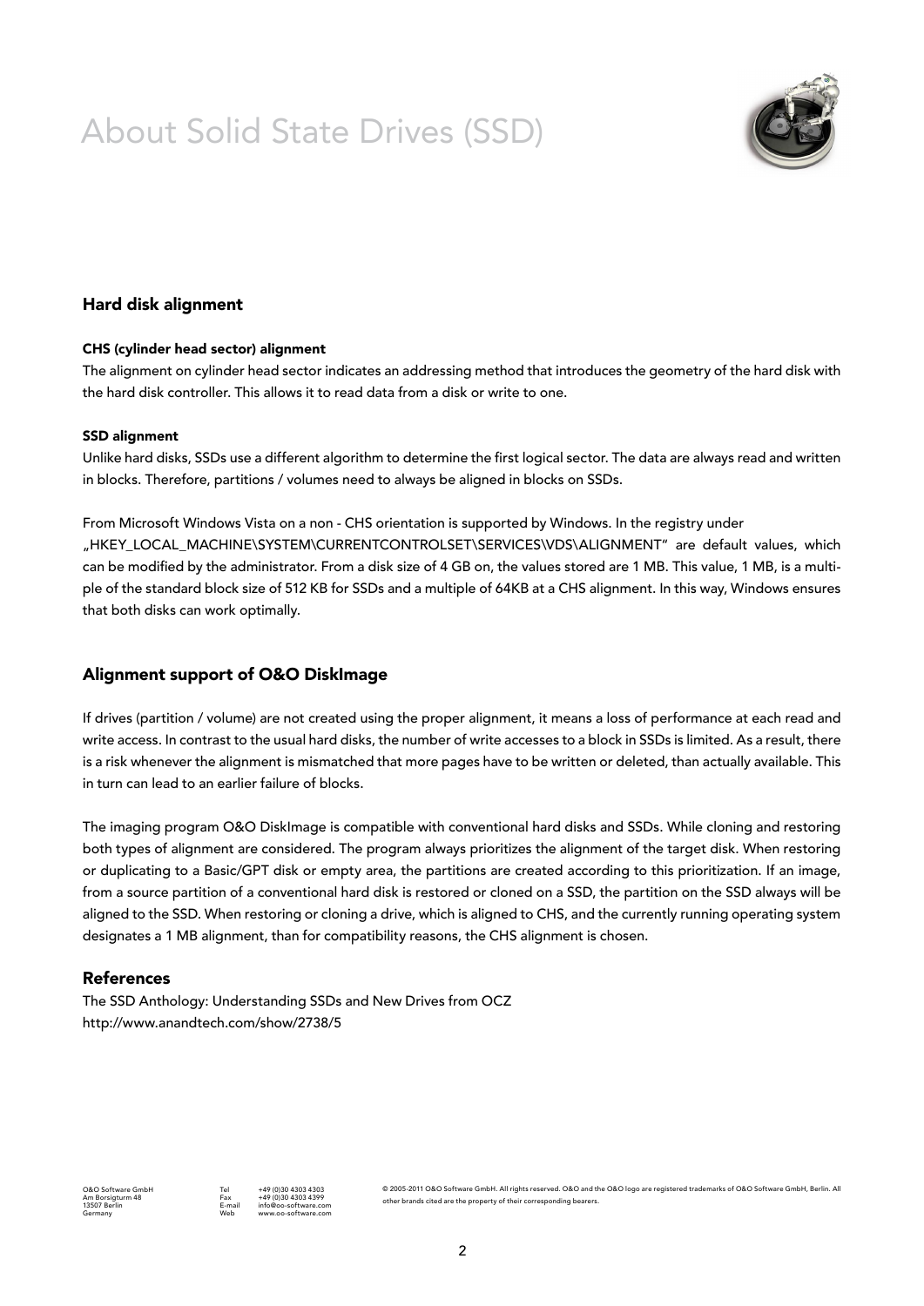# About Solid State Drives (SSD)

## Hard disk alignment

### CHS (cylinder head sector) alignment

The alignment on cylinder head sector indicates an addressing method that introduces the geometry of the hard disk with the hard disk controller. This allows it to read data from a disk or write to one.

### SSD alignment

Unlike hard disks, SSDs use a different algorithm to determine the first logical sector. The data are always read and written in blocks. Therefore, partitions / volumes need to always be aligned in blocks on SSDs.

From Microsoft Windows Vista on a non - CHS orientation is supported by Windows. In the registry under „HKEY_LOCAL_MACHINE\SYSTEM\CURRENTCONTROLSET\SERVICES\VDS\ALIGNMENT" are default values, which can be modified by the administrator. From a disk size of 4 GB on, the values stored are 1 MB. This value, 1 MB, is a multiple of the standard block size of 512 KB for SSDs and a multiple of 64KB at a CHS alignment. In this way, Windows ensures that both disks can work optimally.

## Alignment support of O&O DiskImage

If drives (partition / volume) are not created using the proper alignment, it means a loss of performance at each read and write access. In contrast to the usual hard disks, the number of write accesses to a block in SSDs is limited. As a result, there is a risk whenever the alignment is mismatched that more pages have to be written or deleted, than actually available. This in turn can lead to an earlier failure of blocks.

The imaging program O&O DiskImage is compatible with conventional hard disks and SSDs. While cloning and restoring both types of alignment are considered. The program always prioritizes the alignment of the target disk. When restoring or duplicating to a Basic/GPT disk or empty area, the partitions are created according to this prioritization. If an image, from a source partition of a conventional hard disk is restored or cloned on a SSD, the partition on the SSD always will be aligned to the SSD. When restoring or cloning a drive, which is aligned to CHS, and the currently running operating system designates a 1 MB alignment, than for compatibility reasons, the CHS alignment is chosen.

## References

The SSD Anthology: Understanding SSDs and New Drives from OCZ
http://www.anandtech.com/show/2738/5

O&O Software GmbH
Am Borsigturm 48
13507 Berlin
Germany

Tel +49 (0)30 4303 4303
Fax +49 (0)30 4303 4399
E-mail info@oo-software.com
Web www.oo-software.com

© 2005-2011 O&O Software GmbH. All rights reserved. O&O and the O&O logo are registered trademarks of O&O Software GmbH, Berlin. All other brands cited are the property of their corresponding bearers.